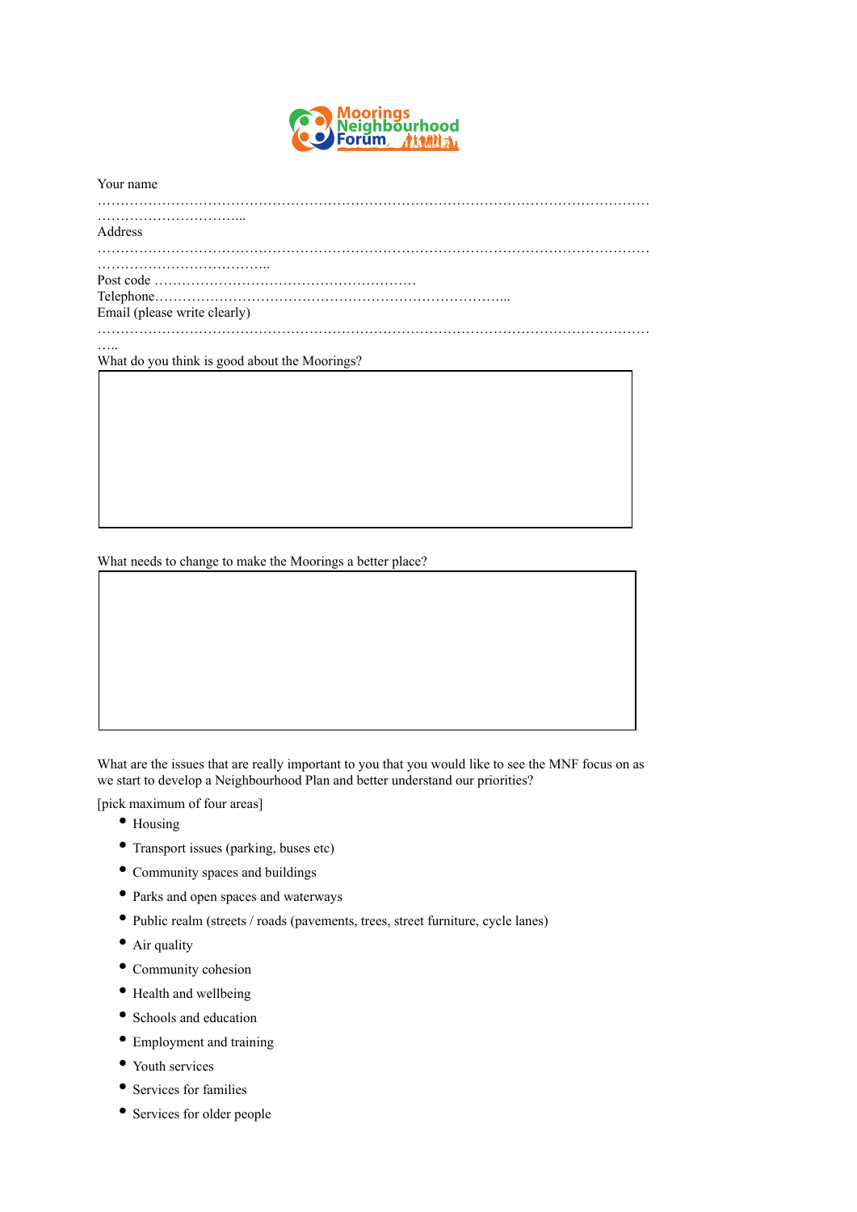Moorings Neighbourhood Forum

Your name
……………………………………………………………………………………………………………………………………………...

Address
……………………………………………………………………………………………………………………………………………………..

Post code …………………………………………………

Telephone…………………………………………………………………...

Email (please write clearly)
……………………………………………………………………………………………………………….....

What do you think is good about the Moorings?

| |
|---|
| |

What needs to change to make the Moorings a better place?

| |
|---|
| |

What are the issues that are really important to you that you would like to see the MNF focus on as we start to develop a Neighbourhood Plan and better understand our priorities?

[pick maximum of four areas]

- Housing
- Transport issues (parking, buses etc)
- Community spaces and buildings
- Parks and open spaces and waterways
- Public realm (streets / roads (pavements, trees, street furniture, cycle lanes)
- Air quality
- Community cohesion
- Health and wellbeing
- Schools and education
- Employment and training
- Youth services
- Services for families
- Services for older people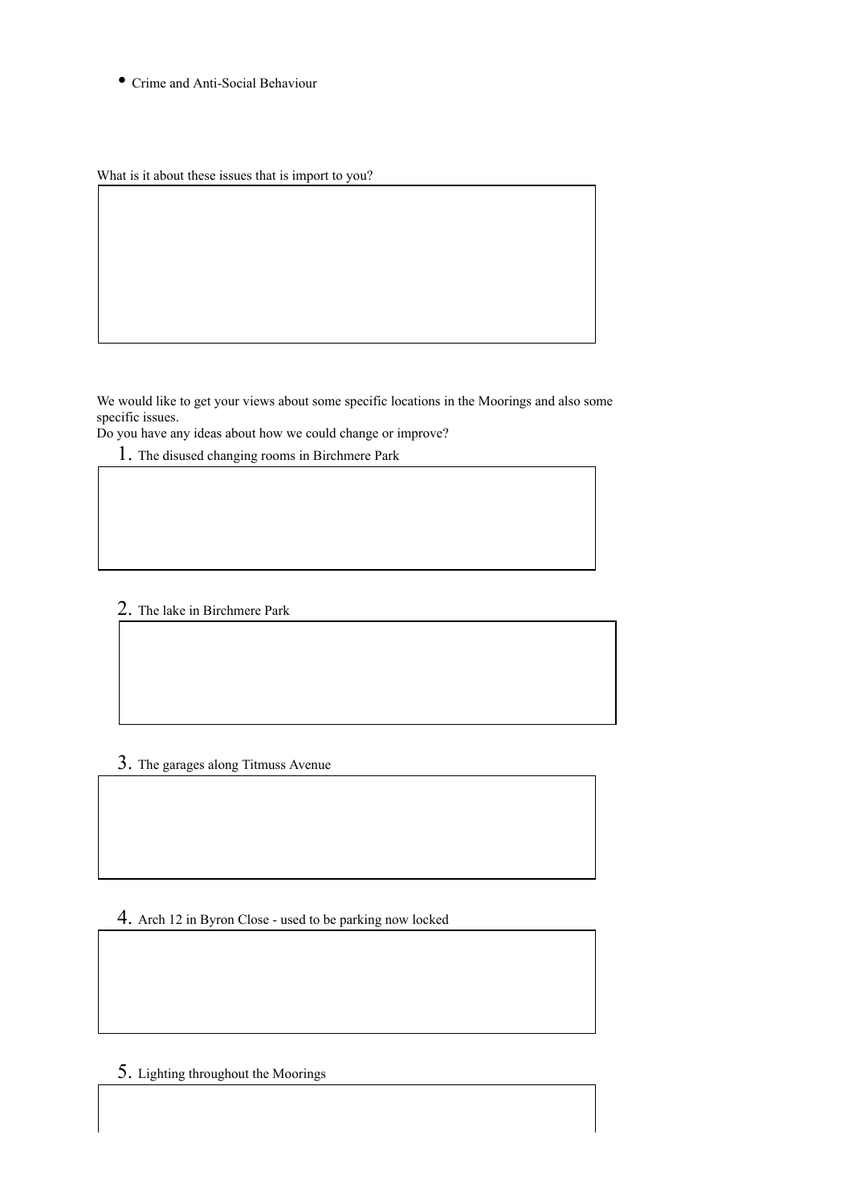- Crime and Anti-Social Behaviour

What is it about these issues that is import to you?

We would like to get your views about some specific locations in the Moorings and also some specific issues.
Do you have any ideas about how we could change or improve?

1. The disused changing rooms in Birchmere Park

2. The lake in Birchmere Park

3. The garages along Titmuss Avenue

4. Arch 12 in Byron Close - used to be parking now locked

5. Lighting throughout the Moorings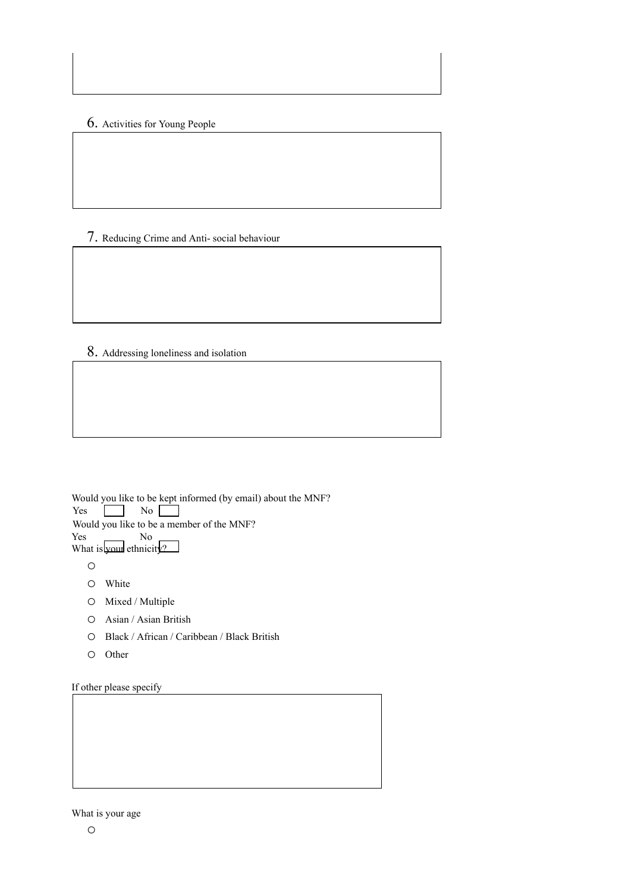6. Activities for Young People

7. Reducing Crime and Anti- social behaviour

8. Addressing loneliness and isolation

Would you like to be kept informed (by email) about the MNF?

Yes ☐ No ☐

Would you like to be a member of the MNF?

Yes ☐ No ☐

What is your ethnicity?

- ○
- ○ White
- ○ Mixed / Multiple
- ○ Asian / Asian British
- ○ Black / African / Caribbean / Black British
- ○ Other

If other please specify

What is your age

- ○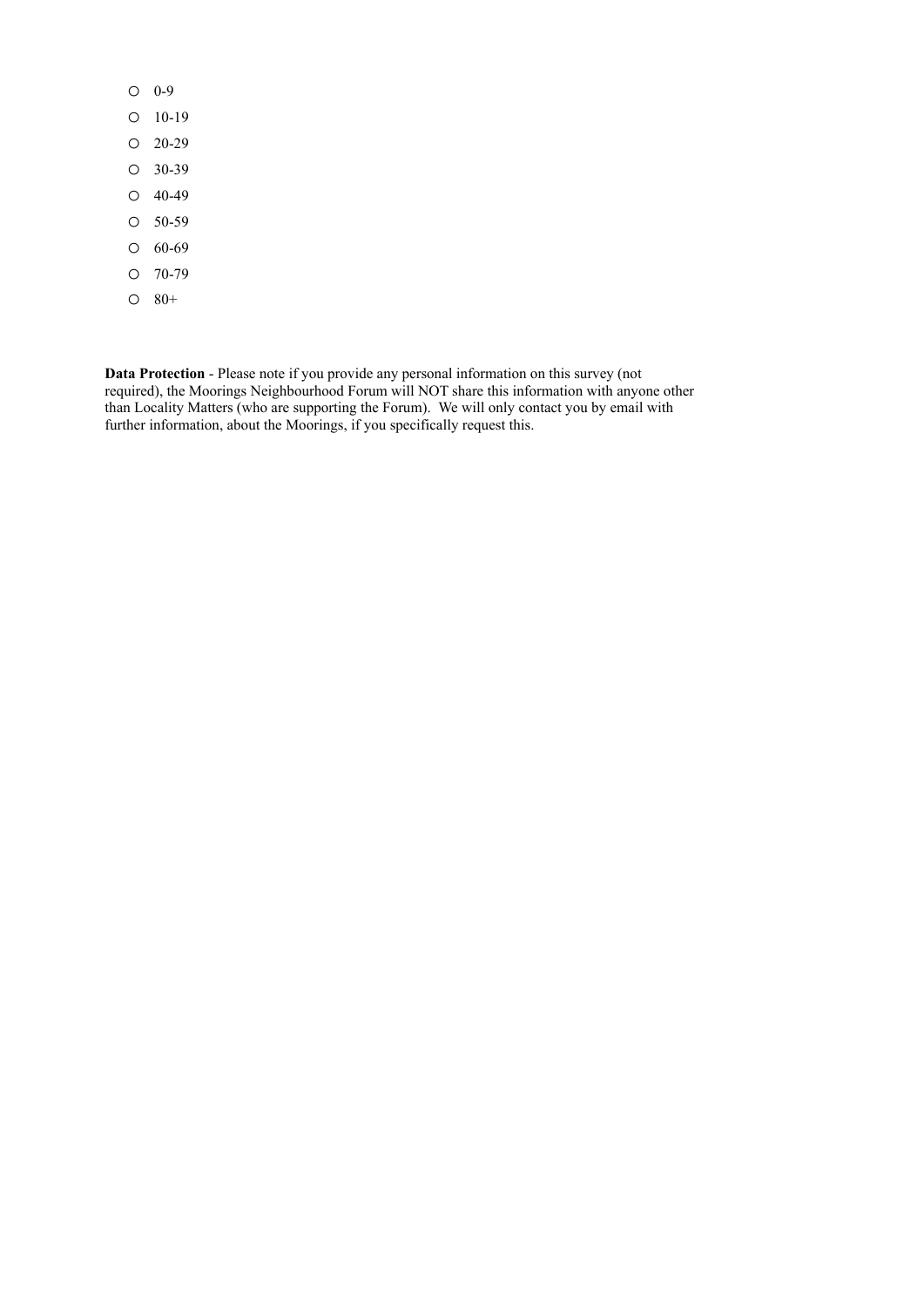- 0-9
- 10-19
- 20-29
- 30-39
- 40-49
- 50-59
- 60-69
- 70-79
- 80+

**Data Protection** - Please note if you provide any personal information on this survey (not required), the Moorings Neighbourhood Forum will NOT share this information with anyone other than Locality Matters (who are supporting the Forum). We will only contact you by email with further information, about the Moorings, if you specifically request this.